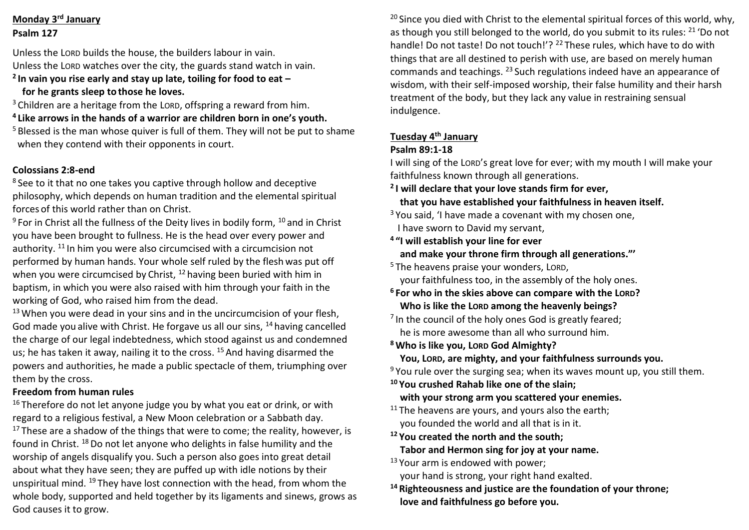**Monday 3rd January**

**Psalm 127**

Unless the LORD builds the house, the builders labour in vain.
Unless the LORD watches over the city, the guards stand watch in vain.

**2 In vain you rise early and stay up late, toiling for food to eat –
for he grants sleep to those he loves.**

3 Children are a heritage from the LORD, offspring a reward from him.

**4 Like arrows in the hands of a warrior are children born in one's youth.**

5 Blessed is the man whose quiver is full of them. They will not be put to shame when they contend with their opponents in court.

**Colossians 2:8-end**

8 See to it that no one takes you captive through hollow and deceptive philosophy, which depends on human tradition and the elemental spiritual forces of this world rather than on Christ.

9 For in Christ all the fullness of the Deity lives in bodily form, 10 and in Christ you have been brought to fullness. He is the head over every power and authority. 11 In him you were also circumcised with a circumcision not performed by human hands. Your whole self ruled by the flesh was put off when you were circumcised by Christ, 12 having been buried with him in baptism, in which you were also raised with him through your faith in the working of God, who raised him from the dead.

13 When you were dead in your sins and in the uncircumcision of your flesh, God made you alive with Christ. He forgave us all our sins, 14 having cancelled the charge of our legal indebtedness, which stood against us and condemned us; he has taken it away, nailing it to the cross. 15 And having disarmed the powers and authorities, he made a public spectacle of them, triumphing over them by the cross.

**Freedom from human rules**

16 Therefore do not let anyone judge you by what you eat or drink, or with regard to a religious festival, a New Moon celebration or a Sabbath day. 17 These are a shadow of the things that were to come; the reality, however, is found in Christ. 18 Do not let anyone who delights in false humility and the worship of angels disqualify you. Such a person also goes into great detail about what they have seen; they are puffed up with idle notions by their unspiritual mind. 19 They have lost connection with the head, from whom the whole body, supported and held together by its ligaments and sinews, grows as God causes it to grow.

20 Since you died with Christ to the elemental spiritual forces of this world, why, as though you still belonged to the world, do you submit to its rules: 21 'Do not handle! Do not taste! Do not touch!'? 22 These rules, which have to do with things that are all destined to perish with use, are based on merely human commands and teachings. 23 Such regulations indeed have an appearance of wisdom, with their self-imposed worship, their false humility and their harsh treatment of the body, but they lack any value in restraining sensual indulgence.

**Tuesday 4th January**

**Psalm 89:1-18**

I will sing of the LORD's great love for ever; with my mouth I will make your faithfulness known through all generations.

**2 I will declare that your love stands firm for ever,
that you have established your faithfulness in heaven itself.**

3 You said, 'I have made a covenant with my chosen one,
I have sworn to David my servant,

**4 "I will establish your line for ever
and make your throne firm through all generations."'**

5 The heavens praise your wonders, LORD,
your faithfulness too, in the assembly of the holy ones.

**6 For who in the skies above can compare with the LORD?
Who is like the LORD among the heavenly beings?**

7 In the council of the holy ones God is greatly feared;
he is more awesome than all who surround him.

**8 Who is like you, LORD God Almighty?
You, LORD, are mighty, and your faithfulness surrounds you.**

9 You rule over the surging sea; when its waves mount up, you still them.

**10 You crushed Rahab like one of the slain;
with your strong arm you scattered your enemies.**

11 The heavens are yours, and yours also the earth;
you founded the world and all that is in it.

**12 You created the north and the south;
Tabor and Hermon sing for joy at your name.**

13 Your arm is endowed with power;
your hand is strong, your right hand exalted.

**14 Righteousness and justice are the foundation of your throne;
love and faithfulness go before you.**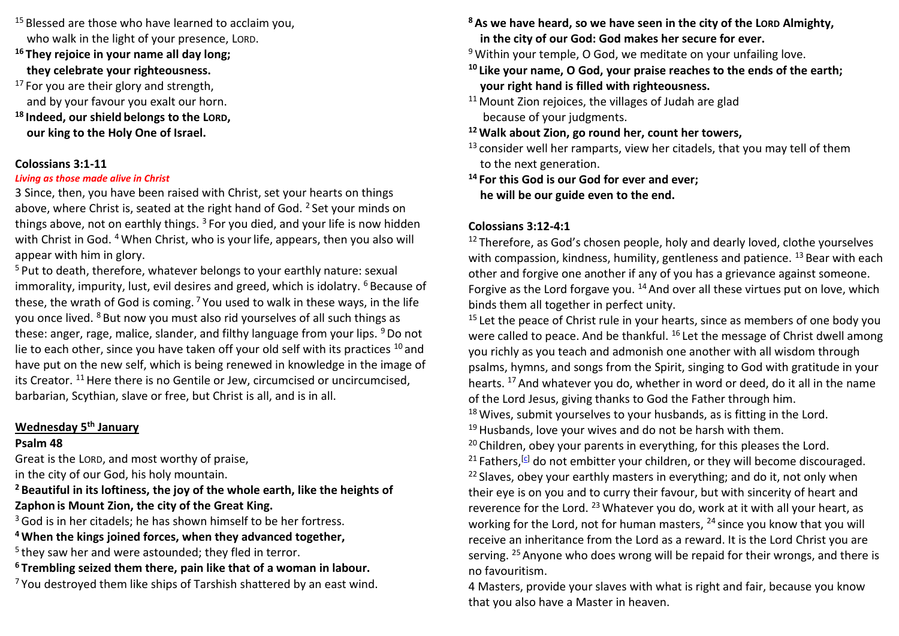[15] Blessed are those who have learned to acclaim you,
who walk in the light of your presence, LORD.

**[16] They rejoice in your name all day long;**
**they celebrate your righteousness.**

[17] For you are their glory and strength,
and by your favour you exalt our horn.

**[18] Indeed, our shield belongs to the LORD,**
**our king to the Holy One of Israel.**

**Colossians 3:1-11**

***Living as those made alive in Christ***

3 Since, then, you have been raised with Christ, set your hearts on things above, where Christ is, seated at the right hand of God. [2] Set your minds on things above, not on earthly things. [3] For you died, and your life is now hidden with Christ in God. [4] When Christ, who is your life, appears, then you also will appear with him in glory.

[5] Put to death, therefore, whatever belongs to your earthly nature: sexual immorality, impurity, lust, evil desires and greed, which is idolatry. [6] Because of these, the wrath of God is coming. [7] You used to walk in these ways, in the life you once lived. [8] But now you must also rid yourselves of all such things as these: anger, rage, malice, slander, and filthy language from your lips. [9] Do not lie to each other, since you have taken off your old self with its practices [10] and have put on the new self, which is being renewed in knowledge in the image of its Creator. [11] Here there is no Gentile or Jew, circumcised or uncircumcised, barbarian, Scythian, slave or free, but Christ is all, and is in all.

## Wednesday 5th January

**Psalm 48**

Great is the LORD, and most worthy of praise,
in the city of our God, his holy mountain.

**[2] Beautiful in its loftiness, the joy of the whole earth, like the heights of Zaphon is Mount Zion, the city of the Great King.**

[3] God is in her citadels; he has shown himself to be her fortress.

**[4] When the kings joined forces, when they advanced together,**

[5] they saw her and were astounded; they fled in terror.

**[6] Trembling seized them there, pain like that of a woman in labour.**

[7] You destroyed them like ships of Tarshish shattered by an east wind.

**[8] As we have heard, so we have seen in the city of the LORD Almighty,**
**in the city of our God: God makes her secure for ever.**

[9] Within your temple, O God, we meditate on your unfailing love.

**[10] Like your name, O God, your praise reaches to the ends of the earth;**
**your right hand is filled with righteousness.**

[11] Mount Zion rejoices, the villages of Judah are glad
because of your judgments.

**[12] Walk about Zion, go round her, count her towers,**

[13] consider well her ramparts, view her citadels, that you may tell of them
to the next generation.

**[14] For this God is our God for ever and ever;**
**he will be our guide even to the end.**

**Colossians 3:12-4:1**

[12] Therefore, as God's chosen people, holy and dearly loved, clothe yourselves with compassion, kindness, humility, gentleness and patience. [13] Bear with each other and forgive one another if any of you has a grievance against someone. Forgive as the Lord forgave you. [14] And over all these virtues put on love, which binds them all together in perfect unity.

[15] Let the peace of Christ rule in your hearts, since as members of one body you were called to peace. And be thankful. [16] Let the message of Christ dwell among you richly as you teach and admonish one another with all wisdom through psalms, hymns, and songs from the Spirit, singing to God with gratitude in your hearts. [17] And whatever you do, whether in word or deed, do it all in the name of the Lord Jesus, giving thanks to God the Father through him.

[18] Wives, submit yourselves to your husbands, as is fitting in the Lord.

[19] Husbands, love your wives and do not be harsh with them.

[20] Children, obey your parents in everything, for this pleases the Lord.

[21] Fathers,[c] do not embitter your children, or they will become discouraged.

[22] Slaves, obey your earthly masters in everything; and do it, not only when their eye is on you and to curry their favour, but with sincerity of heart and reverence for the Lord. [23] Whatever you do, work at it with all your heart, as working for the Lord, not for human masters, [24] since you know that you will receive an inheritance from the Lord as a reward. It is the Lord Christ you are serving. [25] Anyone who does wrong will be repaid for their wrongs, and there is no favouritism.

4 Masters, provide your slaves with what is right and fair, because you know that you also have a Master in heaven.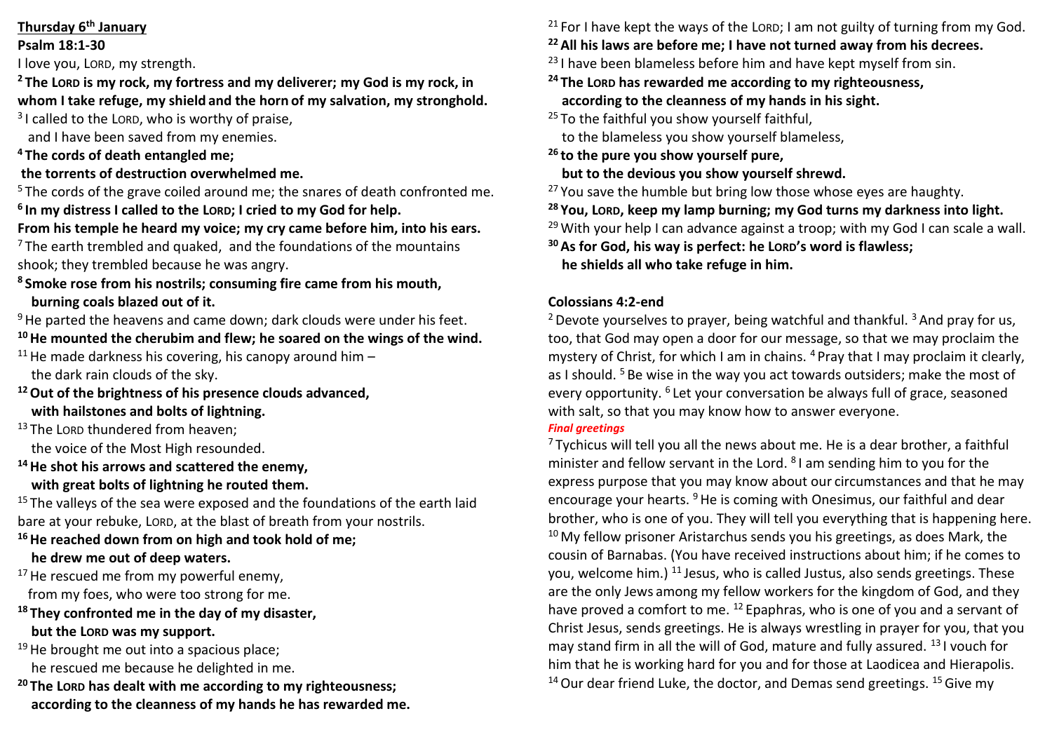**Thursday 6th January**

**Psalm 18:1-30**

I love you, LORD, my strength.

**2 The LORD is my rock, my fortress and my deliverer; my God is my rock, in whom I take refuge, my shield and the horn of my salvation, my stronghold.**

3 I called to the LORD, who is worthy of praise,
and I have been saved from my enemies.

**4 The cords of death entangled me;
the torrents of destruction overwhelmed me.**

5 The cords of the grave coiled around me; the snares of death confronted me.

**6 In my distress I called to the LORD; I cried to my God for help.
From his temple he heard my voice; my cry came before him, into his ears.**

7 The earth trembled and quaked, and the foundations of the mountains shook; they trembled because he was angry.

**8 Smoke rose from his nostrils; consuming fire came from his mouth,
burning coals blazed out of it.**

9 He parted the heavens and came down; dark clouds were under his feet.

**10 He mounted the cherubim and flew; he soared on the wings of the wind.**

11 He made darkness his covering, his canopy around him –
the dark rain clouds of the sky.

**12 Out of the brightness of his presence clouds advanced,
with hailstones and bolts of lightning.**

13 The LORD thundered from heaven;
the voice of the Most High resounded.

**14 He shot his arrows and scattered the enemy,
with great bolts of lightning he routed them.**

15 The valleys of the sea were exposed and the foundations of the earth laid bare at your rebuke, LORD, at the blast of breath from your nostrils.

**16 He reached down from on high and took hold of me;
he drew me out of deep waters.**

17 He rescued me from my powerful enemy,
from my foes, who were too strong for me.

**18 They confronted me in the day of my disaster,
but the LORD was my support.**

19 He brought me out into a spacious place;
he rescued me because he delighted in me.

**20 The LORD has dealt with me according to my righteousness;
according to the cleanness of my hands he has rewarded me.**

21 For I have kept the ways of the LORD; I am not guilty of turning from my God.

**22 All his laws are before me; I have not turned away from his decrees.**

23 I have been blameless before him and have kept myself from sin.

**24 The LORD has rewarded me according to my righteousness,
according to the cleanness of my hands in his sight.**

25 To the faithful you show yourself faithful,
to the blameless you show yourself blameless,

**26 to the pure you show yourself pure,
but to the devious you show yourself shrewd.**

27 You save the humble but bring low those whose eyes are haughty.

**28 You, LORD, keep my lamp burning; my God turns my darkness into light.**

29 With your help I can advance against a troop; with my God I can scale a wall.

**30 As for God, his way is perfect: he LORD's word is flawless;
he shields all who take refuge in him.**

**Colossians 4:2-end**

2 Devote yourselves to prayer, being watchful and thankful. 3 And pray for us, too, that God may open a door for our message, so that we may proclaim the mystery of Christ, for which I am in chains. 4 Pray that I may proclaim it clearly, as I should. 5 Be wise in the way you act towards outsiders; make the most of every opportunity. 6 Let your conversation be always full of grace, seasoned with salt, so that you may know how to answer everyone.

***Final greetings***

7 Tychicus will tell you all the news about me. He is a dear brother, a faithful minister and fellow servant in the Lord. 8 I am sending him to you for the express purpose that you may know about our circumstances and that he may encourage your hearts. 9 He is coming with Onesimus, our faithful and dear brother, who is one of you. They will tell you everything that is happening here. 10 My fellow prisoner Aristarchus sends you his greetings, as does Mark, the cousin of Barnabas. (You have received instructions about him; if he comes to you, welcome him.) 11 Jesus, who is called Justus, also sends greetings. These are the only Jews among my fellow workers for the kingdom of God, and they have proved a comfort to me. 12 Epaphras, who is one of you and a servant of Christ Jesus, sends greetings. He is always wrestling in prayer for you, that you may stand firm in all the will of God, mature and fully assured. 13 I vouch for him that he is working hard for you and for those at Laodicea and Hierapolis. 14 Our dear friend Luke, the doctor, and Demas send greetings. 15 Give my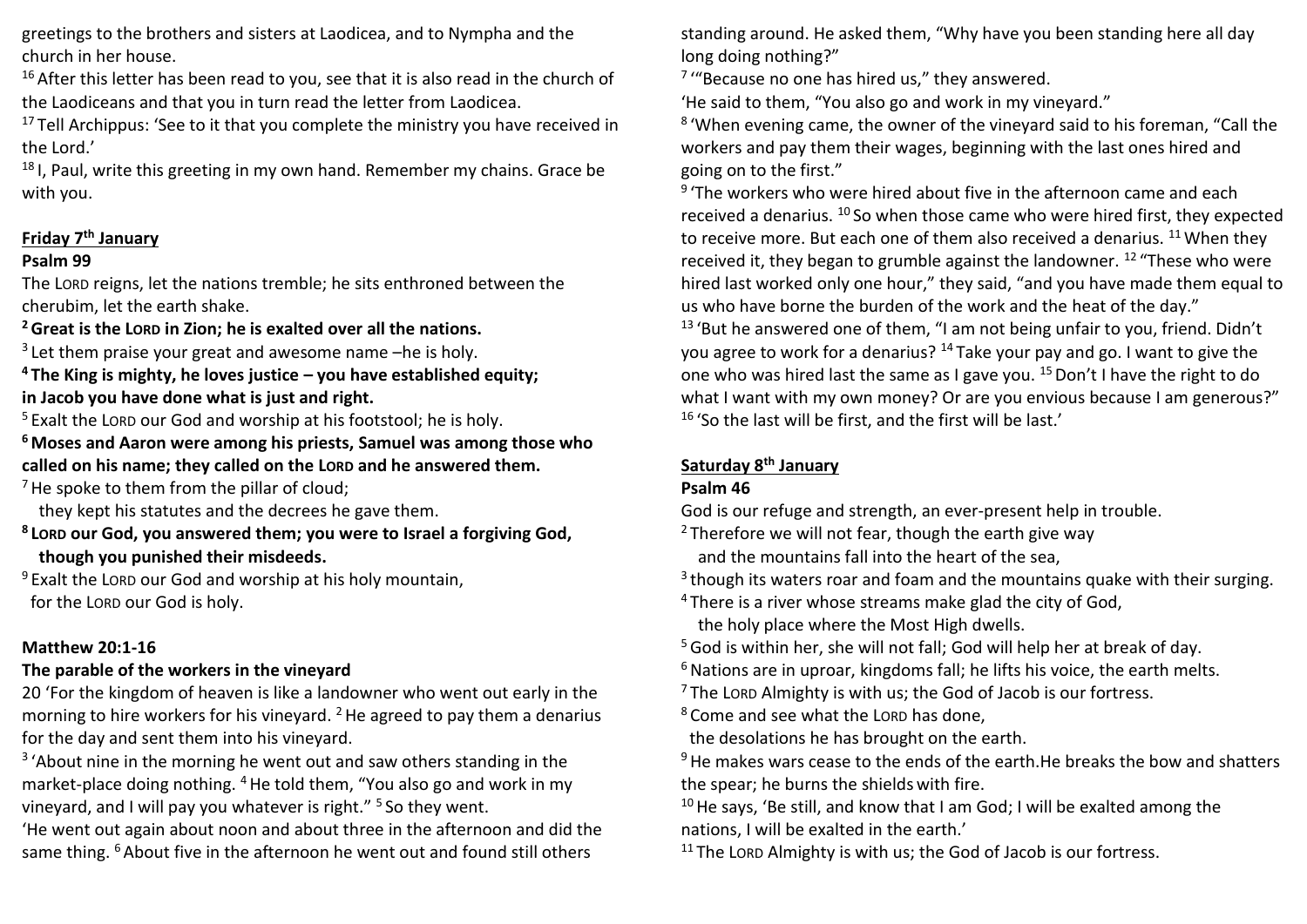greetings to the brothers and sisters at Laodicea, and to Nympha and the church in her house.

[16] After this letter has been read to you, see that it is also read in the church of the Laodiceans and that you in turn read the letter from Laodicea.

[17] Tell Archippus: 'See to it that you complete the ministry you have received in the Lord.'

[18] I, Paul, write this greeting in my own hand. Remember my chains. Grace be with you.

**Friday 7th January**

**Psalm 99**

The LORD reigns, let the nations tremble; he sits enthroned between the cherubim, let the earth shake.

**[2] Great is the LORD in Zion; he is exalted over all the nations.**

[3] Let them praise your great and awesome name –he is holy.

**[4] The King is mighty, he loves justice – you have established equity; in Jacob you have done what is just and right.**

[5] Exalt the LORD our God and worship at his footstool; he is holy.

**[6] Moses and Aaron were among his priests, Samuel was among those who called on his name; they called on the LORD and he answered them.**

[7] He spoke to them from the pillar of cloud;
they kept his statutes and the decrees he gave them.

**[8] LORD our God, you answered them; you were to Israel a forgiving God, though you punished their misdeeds.**

[9] Exalt the LORD our God and worship at his holy mountain,
for the LORD our God is holy.

**Matthew 20:1-16**

**The parable of the workers in the vineyard**

20 'For the kingdom of heaven is like a landowner who went out early in the morning to hire workers for his vineyard. [2] He agreed to pay them a denarius for the day and sent them into his vineyard.

[3] 'About nine in the morning he went out and saw others standing in the market-place doing nothing. [4] He told them, "You also go and work in my vineyard, and I will pay you whatever is right." [5] So they went.

'He went out again about noon and about three in the afternoon and did the same thing. [6] About five in the afternoon he went out and found still others standing around. He asked them, "Why have you been standing here all day long doing nothing?"

[7] '"Because no one has hired us," they answered.

'He said to them, "You also go and work in my vineyard."

[8] 'When evening came, the owner of the vineyard said to his foreman, "Call the workers and pay them their wages, beginning with the last ones hired and going on to the first."

[9] 'The workers who were hired about five in the afternoon came and each received a denarius. [10] So when those came who were hired first, they expected to receive more. But each one of them also received a denarius. [11] When they received it, they began to grumble against the landowner. [12] "These who were hired last worked only one hour," they said, "and you have made them equal to us who have borne the burden of the work and the heat of the day."

[13] 'But he answered one of them, "I am not being unfair to you, friend. Didn't you agree to work for a denarius? [14] Take your pay and go. I want to give the one who was hired last the same as I gave you. [15] Don't I have the right to do what I want with my own money? Or are you envious because I am generous?"

[16] 'So the last will be first, and the first will be last.'

**Saturday 8th January**

**Psalm 46**

God is our refuge and strength, an ever-present help in trouble.

[2] Therefore we will not fear, though the earth give way
and the mountains fall into the heart of the sea,

[3] though its waters roar and foam and the mountains quake with their surging.

[4] There is a river whose streams make glad the city of God,
the holy place where the Most High dwells.

[5] God is within her, she will not fall; God will help her at break of day.

[6] Nations are in uproar, kingdoms fall; he lifts his voice, the earth melts.

[7] The LORD Almighty is with us; the God of Jacob is our fortress.

[8] Come and see what the LORD has done,
the desolations he has brought on the earth.

[9] He makes wars cease to the ends of the earth.He breaks the bow and shatters the spear; he burns the shields with fire.

[10] He says, 'Be still, and know that I am God; I will be exalted among the nations, I will be exalted in the earth.'

[11] The LORD Almighty is with us; the God of Jacob is our fortress.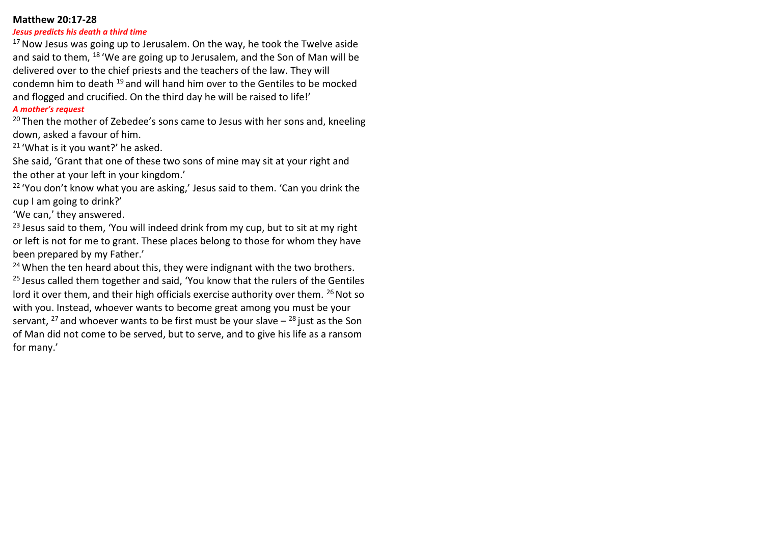**Matthew 20:17-28**

***Jesus predicts his death a third time***

[17] Now Jesus was going up to Jerusalem. On the way, he took the Twelve aside and said to them, [18] 'We are going up to Jerusalem, and the Son of Man will be delivered over to the chief priests and the teachers of the law. They will condemn him to death [19] and will hand him over to the Gentiles to be mocked and flogged and crucified. On the third day he will be raised to life!'

***A mother's request***

[20] Then the mother of Zebedee's sons came to Jesus with her sons and, kneeling down, asked a favour of him.

[21] 'What is it you want?' he asked.

She said, 'Grant that one of these two sons of mine may sit at your right and the other at your left in your kingdom.'

[22] 'You don't know what you are asking,' Jesus said to them. 'Can you drink the cup I am going to drink?'

'We can,' they answered.

[23] Jesus said to them, 'You will indeed drink from my cup, but to sit at my right or left is not for me to grant. These places belong to those for whom they have been prepared by my Father.'

[24] When the ten heard about this, they were indignant with the two brothers. [25] Jesus called them together and said, 'You know that the rulers of the Gentiles lord it over them, and their high officials exercise authority over them. [26] Not so with you. Instead, whoever wants to become great among you must be your servant, [27] and whoever wants to be first must be your slave – [28] just as the Son of Man did not come to be served, but to serve, and to give his life as a ransom for many.'